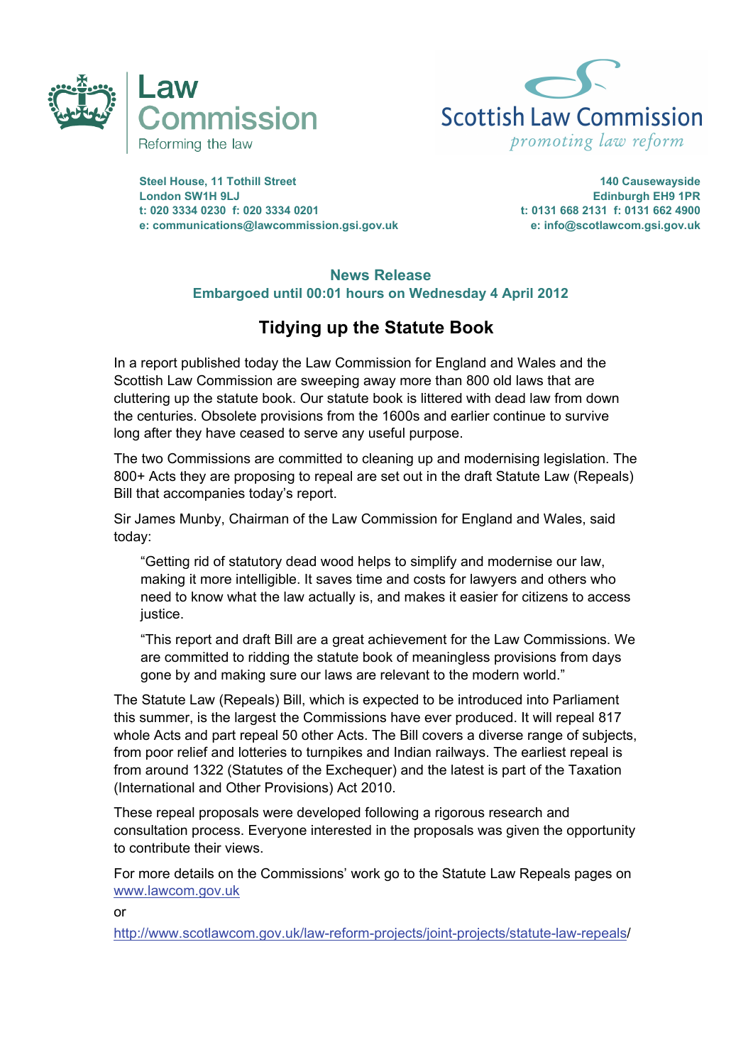Law Commission
Reforming the law

Scottish Law Commission
*promoting law reform*

**Steel House, 11 Tothill Street**
**London SW1H 9LJ**
**t: 020 3334 0230 f: 020 3334 0201**
**e: communications@lawcommission.gsi.gov.uk**

**140 Causewayside**
**Edinburgh EH9 1PR**
**t: 0131 668 2131 f: 0131 662 4900**
**e: info@scotlawcom.gsi.gov.uk**

**News Release**
**Embargoed until 00:01 hours on Wednesday 4 April 2012**

# Tidying up the Statute Book

In a report published today the Law Commission for England and Wales and the Scottish Law Commission are sweeping away more than 800 old laws that are cluttering up the statute book. Our statute book is littered with dead law from down the centuries. Obsolete provisions from the 1600s and earlier continue to survive long after they have ceased to serve any useful purpose.

The two Commissions are committed to cleaning up and modernising legislation. The 800+ Acts they are proposing to repeal are set out in the draft Statute Law (Repeals) Bill that accompanies today's report.

Sir James Munby, Chairman of the Law Commission for England and Wales, said today:

> "Getting rid of statutory dead wood helps to simplify and modernise our law, making it more intelligible. It saves time and costs for lawyers and others who need to know what the law actually is, and makes it easier for citizens to access justice.
>
> "This report and draft Bill are a great achievement for the Law Commissions. We are committed to ridding the statute book of meaningless provisions from days gone by and making sure our laws are relevant to the modern world."

The Statute Law (Repeals) Bill, which is expected to be introduced into Parliament this summer, is the largest the Commissions have ever produced. It will repeal 817 whole Acts and part repeal 50 other Acts. The Bill covers a diverse range of subjects, from poor relief and lotteries to turnpikes and Indian railways. The earliest repeal is from around 1322 (Statutes of the Exchequer) and the latest is part of the Taxation (International and Other Provisions) Act 2010.

These repeal proposals were developed following a rigorous research and consultation process. Everyone interested in the proposals was given the opportunity to contribute their views.

For more details on the Commissions' work go to the Statute Law Repeals pages on www.lawcom.gov.uk

or

http://www.scotlawcom.gov.uk/law-reform-projects/joint-projects/statute-law-repeals/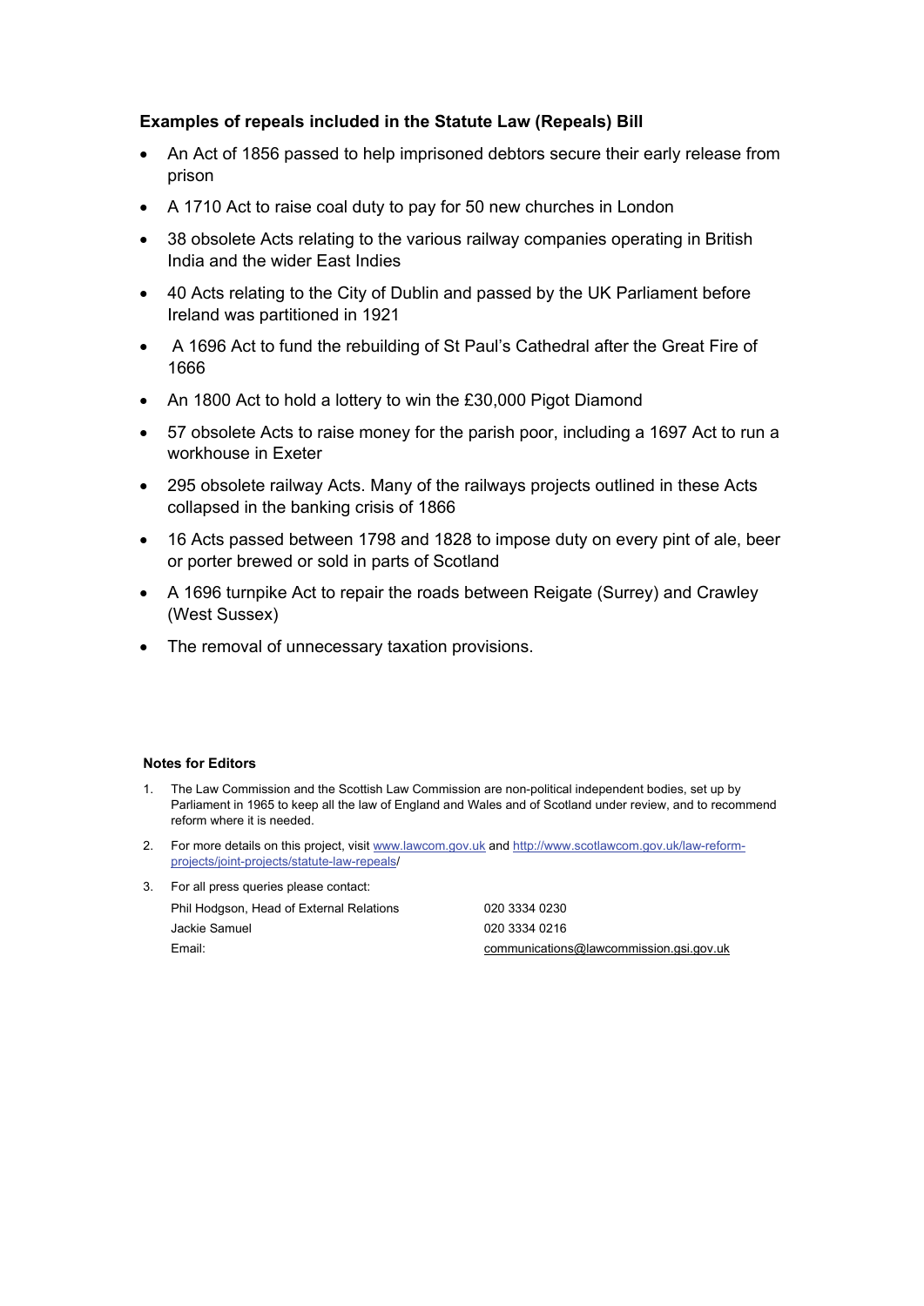### Examples of repeals included in the Statute Law (Repeals) Bill

- An Act of 1856 passed to help imprisoned debtors secure their early release from prison
- A 1710 Act to raise coal duty to pay for 50 new churches in London
- 38 obsolete Acts relating to the various railway companies operating in British India and the wider East Indies
- 40 Acts relating to the City of Dublin and passed by the UK Parliament before Ireland was partitioned in 1921
- A 1696 Act to fund the rebuilding of St Paul's Cathedral after the Great Fire of 1666
- An 1800 Act to hold a lottery to win the £30,000 Pigot Diamond
- 57 obsolete Acts to raise money for the parish poor, including a 1697 Act to run a workhouse in Exeter
- 295 obsolete railway Acts. Many of the railways projects outlined in these Acts collapsed in the banking crisis of 1866
- 16 Acts passed between 1798 and 1828 to impose duty on every pint of ale, beer or porter brewed or sold in parts of Scotland
- A 1696 turnpike Act to repair the roads between Reigate (Surrey) and Crawley (West Sussex)
- The removal of unnecessary taxation provisions.

**Notes for Editors**

1. The Law Commission and the Scottish Law Commission are non-political independent bodies, set up by Parliament in 1965 to keep all the law of England and Wales and of Scotland under review, and to recommend reform where it is needed.
2. For more details on this project, visit www.lawcom.gov.uk and http://www.scotlawcom.gov.uk/law-reform-projects/joint-projects/statute-law-repeals/
3. For all press queries please contact:

| | |
|---|---|
| Phil Hodgson, Head of External Relations | 020 3334 0230 |
| Jackie Samuel | 020 3334 0216 |
| Email: | communications@lawcommission.gsi.gov.uk |